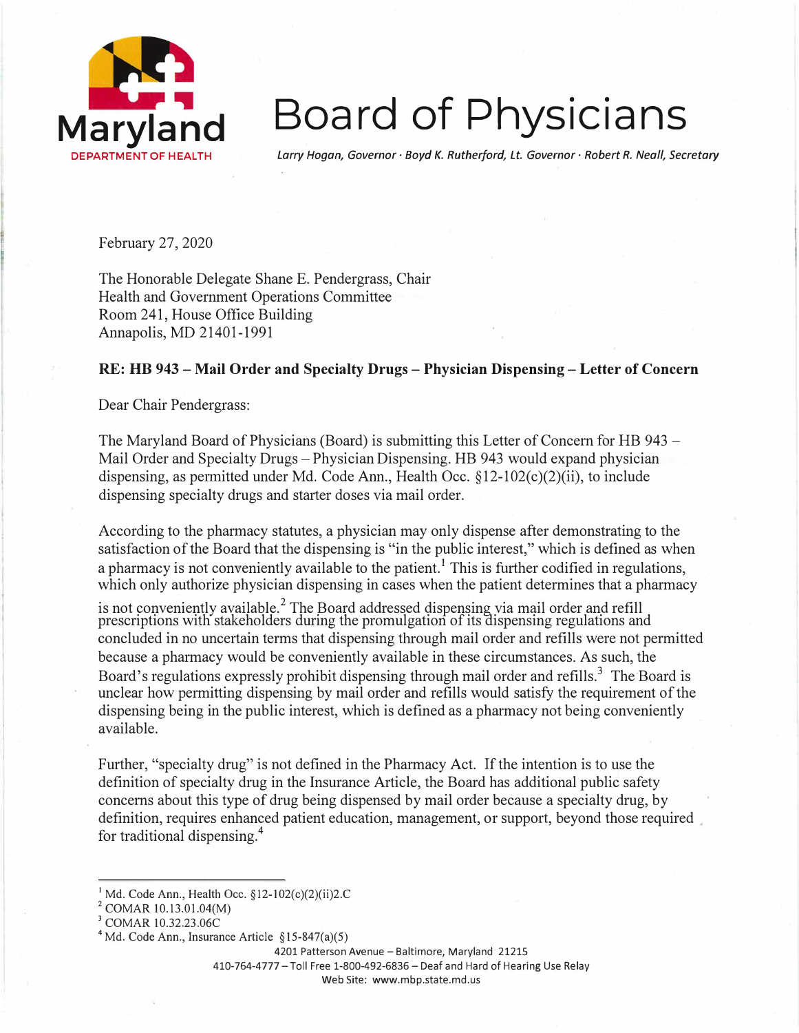Maryland

DEPARTMENT OF HEALTH

# Board of Physicians

*Larry Hogan, Governor · Boyd K. Rutherford, Lt. Governor · Robert R. Neall, Secretary*

February 27, 2020

The Honorable Delegate Shane E. Pendergrass, Chair
Health and Government Operations Committee
Room 241, House Office Building
Annapolis, MD 21401-1991

**RE: HB 943 – Mail Order and Specialty Drugs – Physician Dispensing – Letter of Concern**

Dear Chair Pendergrass:

The Maryland Board of Physicians (Board) is submitting this Letter of Concern for HB 943 – Mail Order and Specialty Drugs – Physician Dispensing. HB 943 would expand physician dispensing, as permitted under Md. Code Ann., Health Occ. §12-102(c)(2)(ii), to include dispensing specialty drugs and starter doses via mail order.

According to the pharmacy statutes, a physician may only dispense after demonstrating to the satisfaction of the Board that the dispensing is "in the public interest," which is defined as when a pharmacy is not conveniently available to the patient.[1] This is further codified in regulations, which only authorize physician dispensing in cases when the patient determines that a pharmacy is not conveniently available.[2] The Board addressed dispensing via mail order and refill prescriptions with stakeholders during the promulgation of its dispensing regulations and concluded in no uncertain terms that dispensing through mail order and refills were not permitted because a pharmacy would be conveniently available in these circumstances. As such, the Board's regulations expressly prohibit dispensing through mail order and refills.[3] The Board is unclear how permitting dispensing by mail order and refills would satisfy the requirement of the dispensing being in the public interest, which is defined as a pharmacy not being conveniently available.

Further, "specialty drug" is not defined in the Pharmacy Act. If the intention is to use the definition of specialty drug in the Insurance Article, the Board has additional public safety concerns about this type of drug being dispensed by mail order because a specialty drug, by definition, requires enhanced patient education, management, or support, beyond those required for traditional dispensing.[4]

---

[1] Md. Code Ann., Health Occ. §12-102(c)(2)(ii)2.C
[2] COMAR 10.13.01.04(M)
[3] COMAR 10.32.23.06C
[4] Md. Code Ann., Insurance Article §15-847(a)(5)

4201 Patterson Avenue – Baltimore, Maryland 21215
410-764-4777 – Toll Free 1-800-492-6836 – Deaf and Hard of Hearing Use Relay
Web Site: www.mbp.state.md.us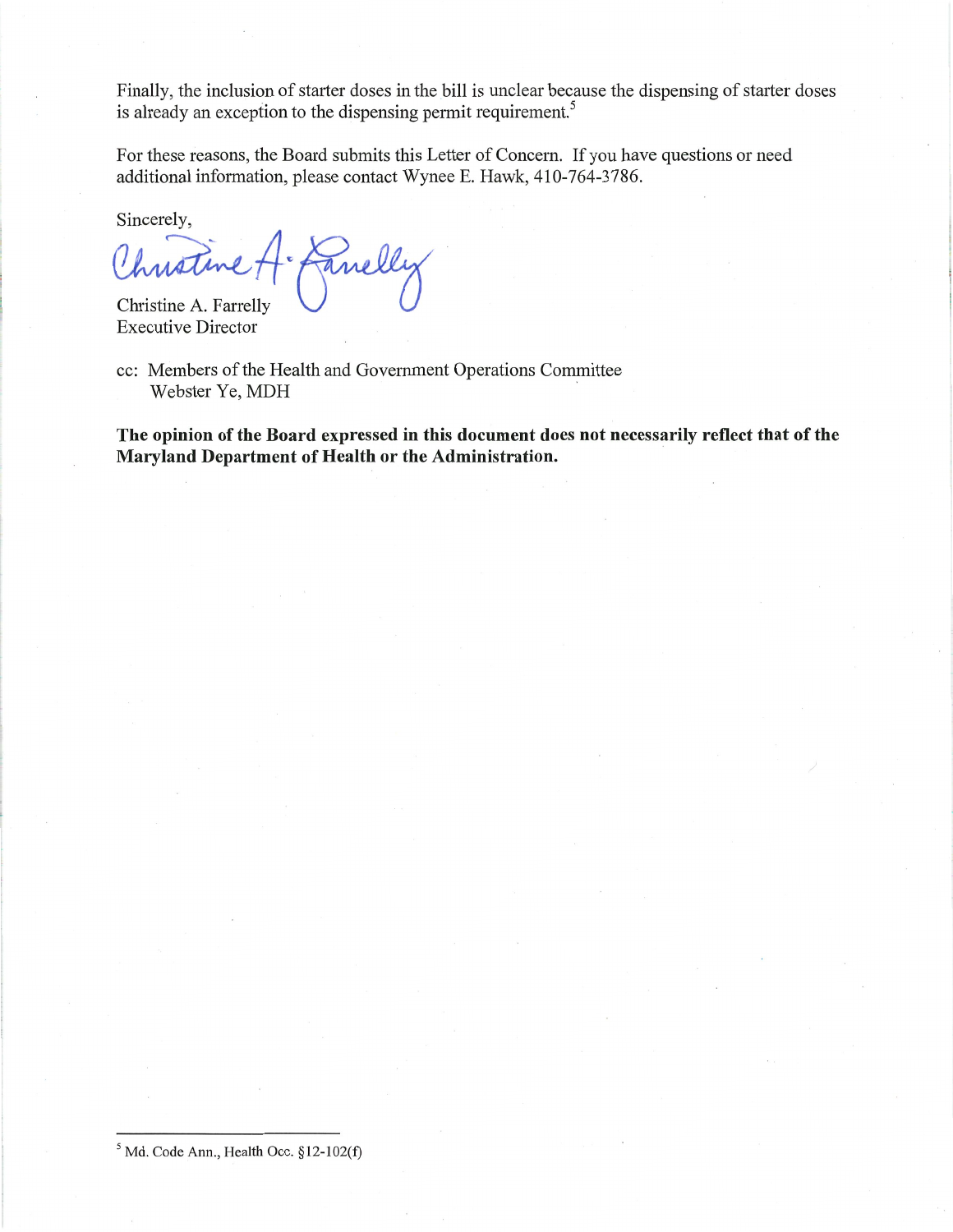Finally, the inclusion of starter doses in the bill is unclear because the dispensing of starter doses is already an exception to the dispensing permit requirement.[5]

For these reasons, the Board submits this Letter of Concern. If you have questions or need additional information, please contact Wynee E. Hawk, 410-764-3786.

Sincerely,

Christine A. Farrelly

Christine A. Farrelly
Executive Director

cc: Members of the Health and Government Operations Committee
Webster Ye, MDH

**The opinion of the Board expressed in this document does not necessarily reflect that of the Maryland Department of Health or the Administration.**

---

[5] Md. Code Ann., Health Occ. §12-102(f)